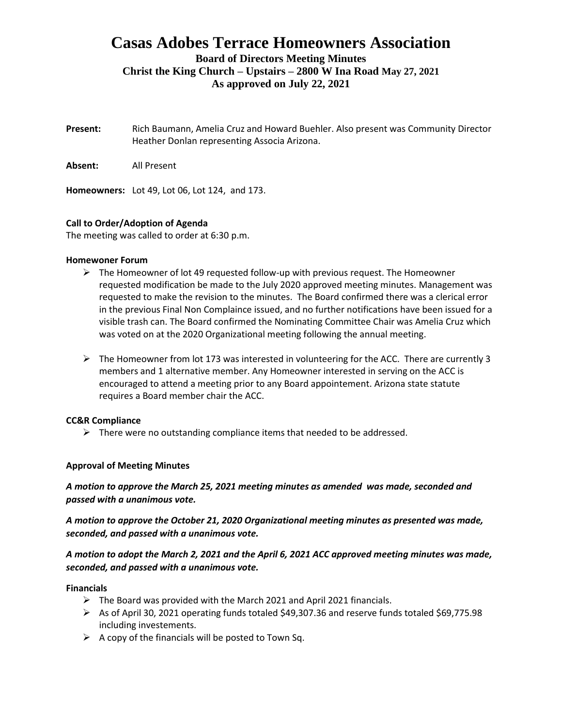# Casas Adobes Terrace Homeowners Association

## Board of Directors Meeting Minutes
## Christ the King Church – Upstairs – 2800 W Ina Road May 27, 2021
## As approved on July 22, 2021

**Present:** Rich Baumann, Amelia Cruz and Howard Buehler. Also present was Community Director Heather Donlan representing Associa Arizona.

**Absent:** All Present

**Homeowners:** Lot 49, Lot 06, Lot 124, and 173.

**Call to Order/Adoption of Agenda**

The meeting was called to order at 6:30 p.m.

**Homewoner Forum**

- The Homeowner of lot 49 requested follow-up with previous request. The Homeowner requested modification be made to the July 2020 approved meeting minutes. Management was requested to make the revision to the minutes. The Board confirmed there was a clerical error in the previous Final Non Complaince issued, and no further notifications have been issued for a visible trash can. The Board confirmed the Nominating Committee Chair was Amelia Cruz which was voted on at the 2020 Organizational meeting following the annual meeting.
- The Homeowner from lot 173 was interested in volunteering for the ACC. There are currently 3 members and 1 alternative member. Any Homeowner interested in serving on the ACC is encouraged to attend a meeting prior to any Board appointement. Arizona state statute requires a Board member chair the ACC.

**CC&R Compliance**

- There were no outstanding compliance items that needed to be addressed.

**Approval of Meeting Minutes**

***A motion to approve the March 25, 2021 meeting minutes as amended was made, seconded and passed with a unanimous vote.***

***A motion to approve the October 21, 2020 Organizational meeting minutes as presented was made, seconded, and passed with a unanimous vote.***

***A motion to adopt the March 2, 2021 and the April 6, 2021 ACC approved meeting minutes was made, seconded, and passed with a unanimous vote.***

**Financials**

- The Board was provided with the March 2021 and April 2021 financials.
- As of April 30, 2021 operating funds totaled $49,307.36 and reserve funds totaled $69,775.98 including investements.
- A copy of the financials will be posted to Town Sq.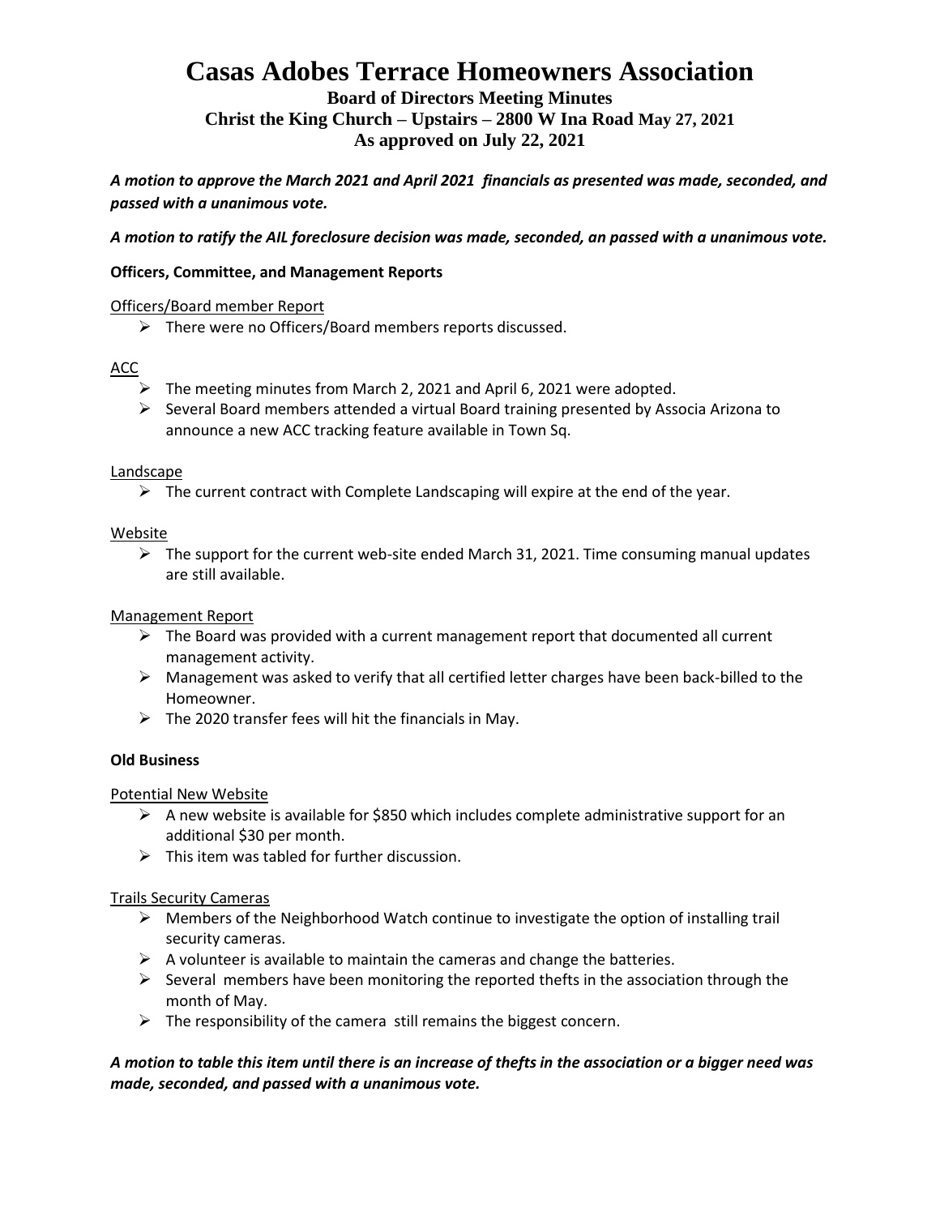# Casas Adobes Terrace Homeowners Association

**Board of Directors Meeting Minutes**
**Christ the King Church – Upstairs – 2800 W Ina Road May 27, 2021**
**As approved on July 22, 2021**

***A motion to approve the March 2021 and April 2021 financials as presented was made, seconded, and passed with a unanimous vote.***

***A motion to ratify the AIL foreclosure decision was made, seconded, an passed with a unanimous vote.***

**Officers, Committee, and Management Reports**

Officers/Board member Report

- There were no Officers/Board members reports discussed.

ACC

- The meeting minutes from March 2, 2021 and April 6, 2021 were adopted.
- Several Board members attended a virtual Board training presented by Associa Arizona to announce a new ACC tracking feature available in Town Sq.

Landscape

- The current contract with Complete Landscaping will expire at the end of the year.

Website

- The support for the current web-site ended March 31, 2021. Time consuming manual updates are still available.

Management Report

- The Board was provided with a current management report that documented all current management activity.
- Management was asked to verify that all certified letter charges have been back-billed to the Homeowner.
- The 2020 transfer fees will hit the financials in May.

**Old Business**

Potential New Website

- A new website is available for $850 which includes complete administrative support for an additional $30 per month.
- This item was tabled for further discussion.

Trails Security Cameras

- Members of the Neighborhood Watch continue to investigate the option of installing trail security cameras.
- A volunteer is available to maintain the cameras and change the batteries.
- Several members have been monitoring the reported thefts in the association through the month of May.
- The responsibility of the camera still remains the biggest concern.

***A motion to table this item until there is an increase of thefts in the association or a bigger need was made, seconded, and passed with a unanimous vote.***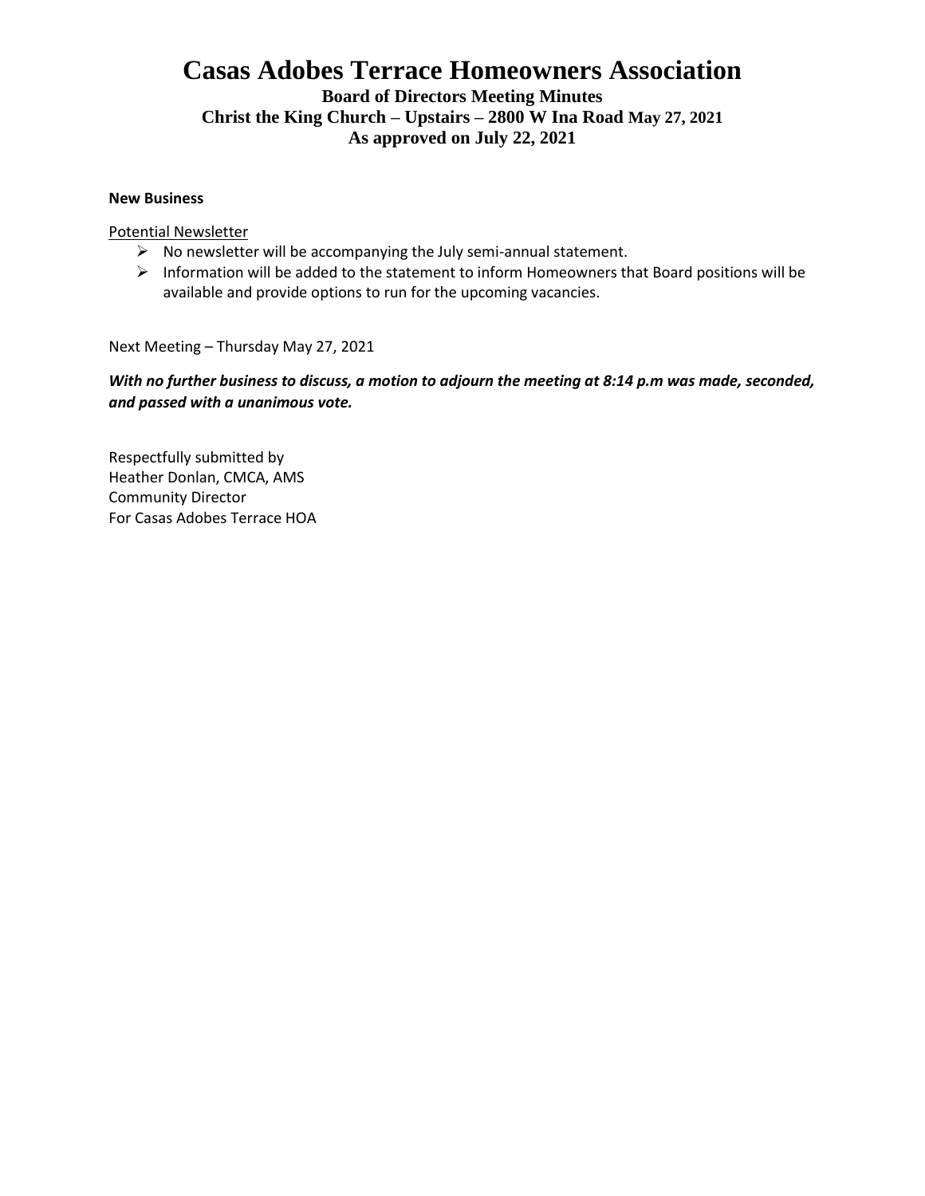# Casas Adobes Terrace Homeowners Association

**Board of Directors Meeting Minutes**
**Christ the King Church – Upstairs – 2800 W Ina Road May 27, 2021**
**As approved on July 22, 2021**

**New Business**

Potential Newsletter

- No newsletter will be accompanying the July semi-annual statement.
- Information will be added to the statement to inform Homeowners that Board positions will be available and provide options to run for the upcoming vacancies.

Next Meeting – Thursday May 27, 2021

***With no further business to discuss, a motion to adjourn the meeting at 8:14 p.m was made, seconded, and passed with a unanimous vote.***

Respectfully submitted by
Heather Donlan, CMCA, AMS
Community Director
For Casas Adobes Terrace HOA